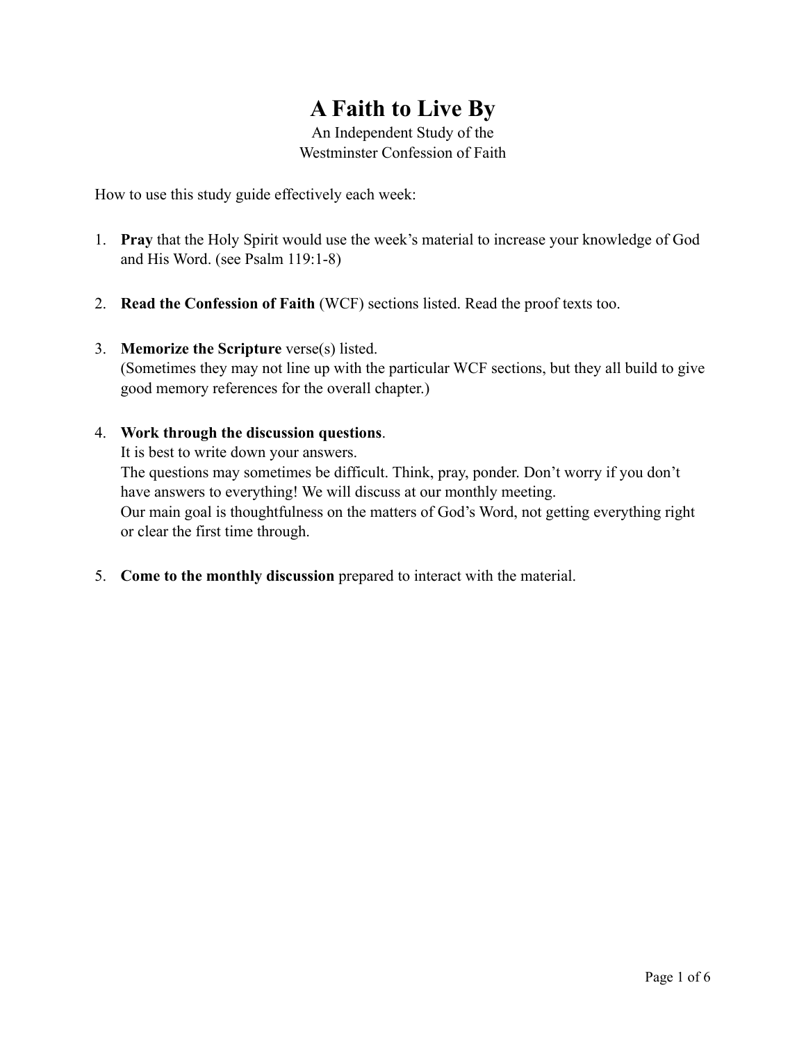# A Faith to Live By

An Independent Study of the
Westminster Confession of Faith

How to use this study guide effectively each week:

1. **Pray** that the Holy Spirit would use the week's material to increase your knowledge of God and His Word. (see Psalm 119:1-8)

2. **Read the Confession of Faith** (WCF) sections listed. Read the proof texts too.

3. **Memorize the Scripture** verse(s) listed.
   (Sometimes they may not line up with the particular WCF sections, but they all build to give good memory references for the overall chapter.)

4. **Work through the discussion questions**.
   It is best to write down your answers.
   The questions may sometimes be difficult. Think, pray, ponder. Don't worry if you don't have answers to everything! We will discuss at our monthly meeting.
   Our main goal is thoughtfulness on the matters of God's Word, not getting everything right or clear the first time through.

5. **Come to the monthly discussion** prepared to interact with the material.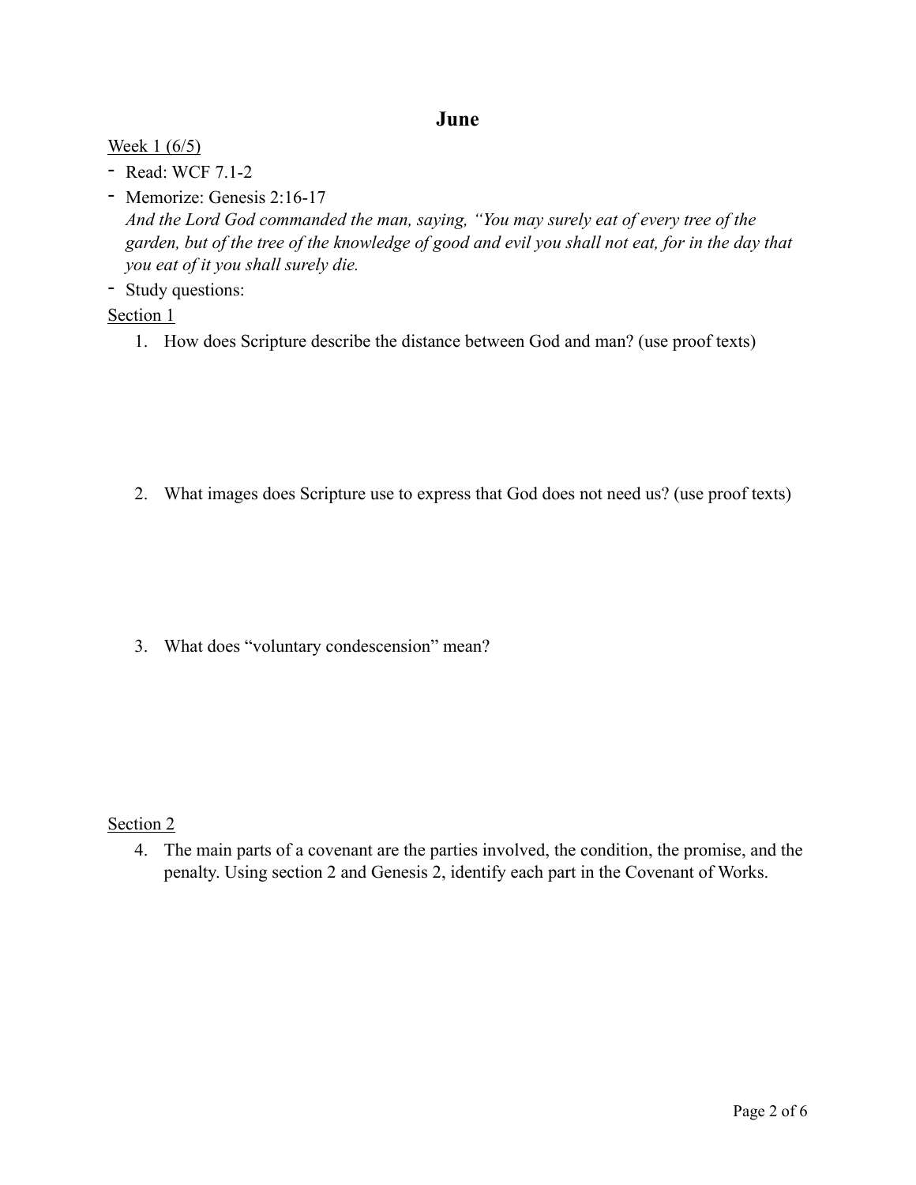# June

Week 1 (6/5)

- Read: WCF 7.1-2
- Memorize: Genesis 2:16-17
  *And the Lord God commanded the man, saying, "You may surely eat of every tree of the garden, but of the tree of the knowledge of good and evil you shall not eat, for in the day that you eat of it you shall surely die.*
- Study questions:

Section 1

1. How does Scripture describe the distance between God and man? (use proof texts)

2. What images does Scripture use to express that God does not need us? (use proof texts)

3. What does "voluntary condescension" mean?

Section 2

4. The main parts of a covenant are the parties involved, the condition, the promise, and the penalty. Using section 2 and Genesis 2, identify each part in the Covenant of Works.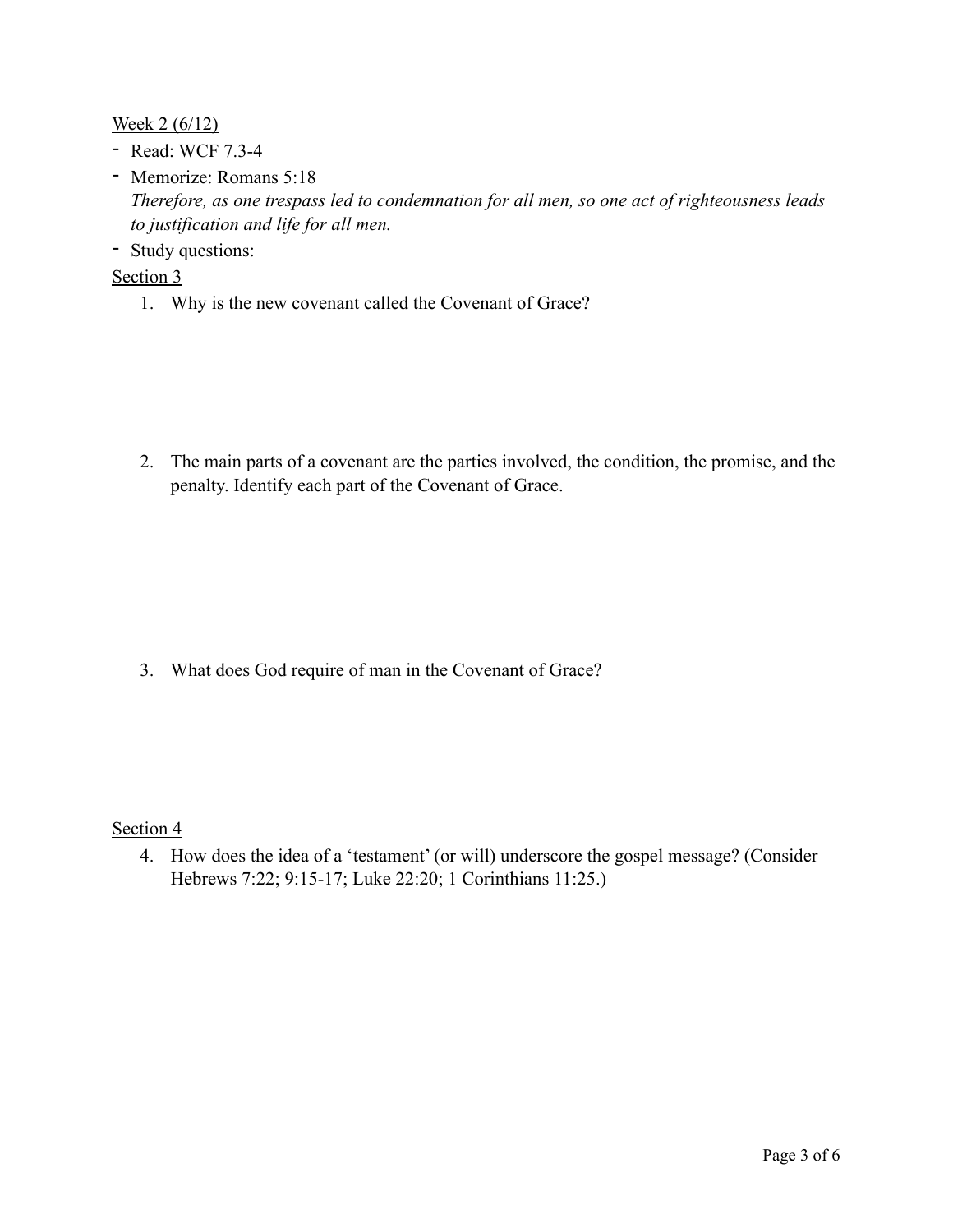Week 2 (6/12)

- Read: WCF 7.3-4
- Memorize: Romans 5:18
  *Therefore, as one trespass led to condemnation for all men, so one act of righteousness leads to justification and life for all men.*
- Study questions:

Section 3

1. Why is the new covenant called the Covenant of Grace?

2. The main parts of a covenant are the parties involved, the condition, the promise, and the penalty. Identify each part of the Covenant of Grace.

3. What does God require of man in the Covenant of Grace?

Section 4

4. How does the idea of a 'testament' (or will) underscore the gospel message? (Consider Hebrews 7:22; 9:15-17; Luke 22:20; 1 Corinthians 11:25.)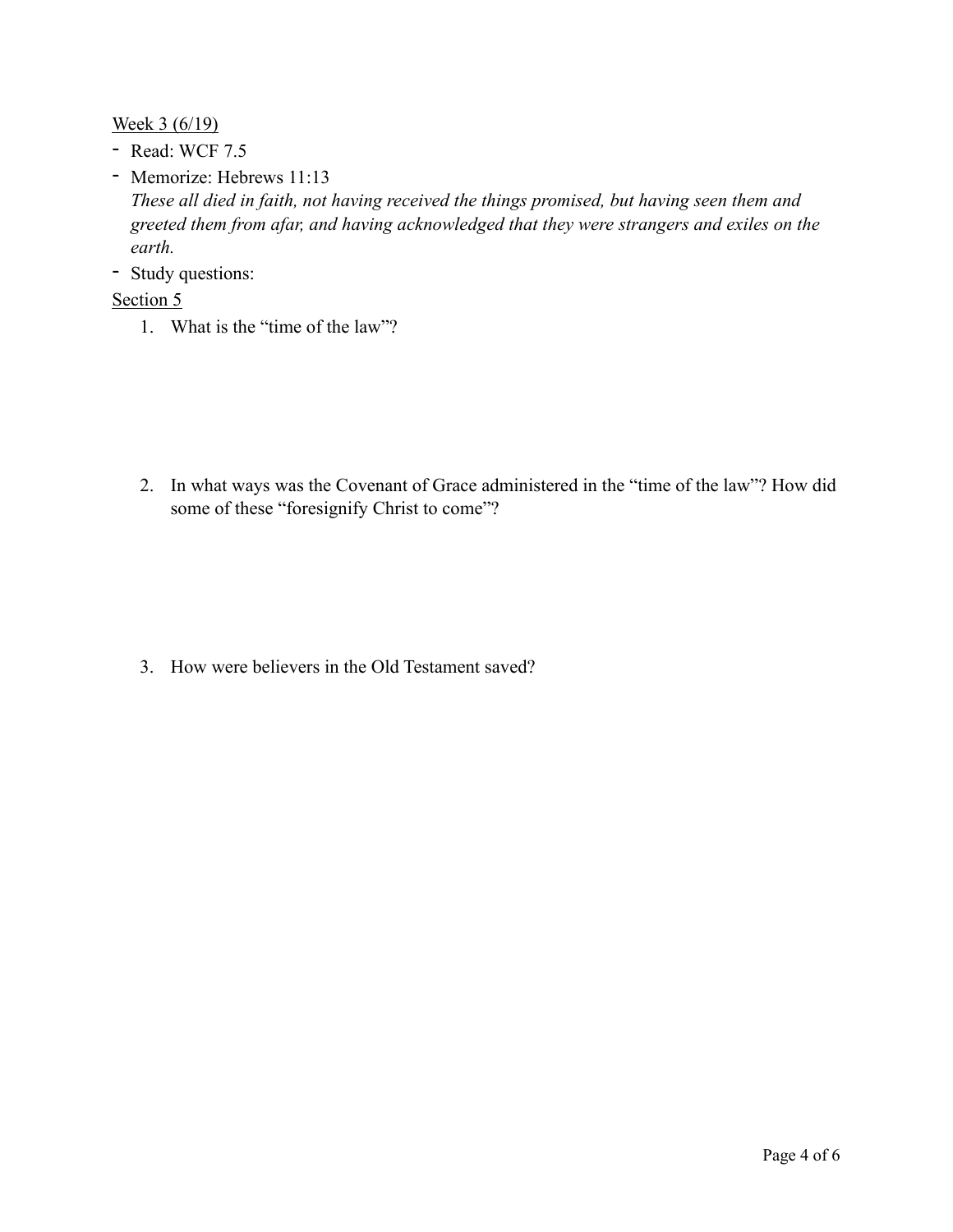Week 3 (6/19)

- Read: WCF 7.5
- Memorize: Hebrews 11:13
  *These all died in faith, not having received the things promised, but having seen them and greeted them from afar, and having acknowledged that they were strangers and exiles on the earth.*
- Study questions:

Section 5

1. What is the “time of the law”?

2. In what ways was the Covenant of Grace administered in the “time of the law”? How did some of these “foresignify Christ to come”?

3. How were believers in the Old Testament saved?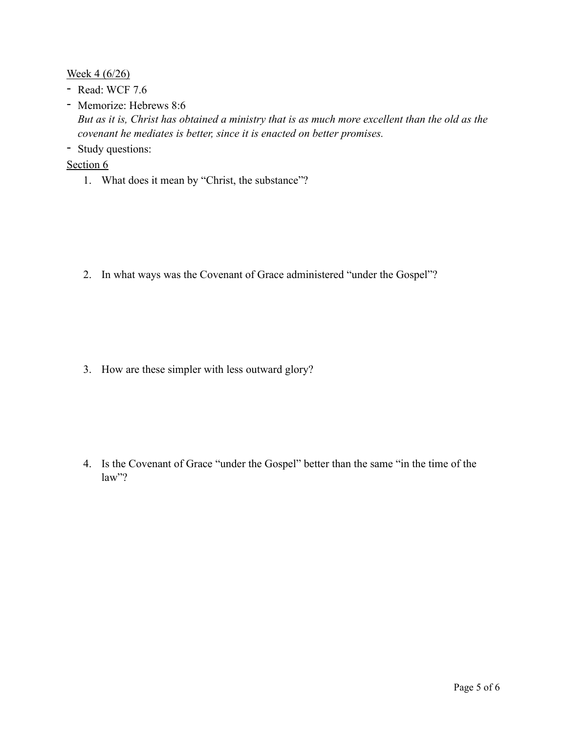Week 4 (6/26)

- Read: WCF 7.6
- Memorize: Hebrews 8:6
  *But as it is, Christ has obtained a ministry that is as much more excellent than the old as the covenant he mediates is better, since it is enacted on better promises.*
- Study questions:

Section 6

1. What does it mean by “Christ, the substance”?

2. In what ways was the Covenant of Grace administered “under the Gospel”?

3. How are these simpler with less outward glory?

4. Is the Covenant of Grace “under the Gospel” better than the same “in the time of the law”?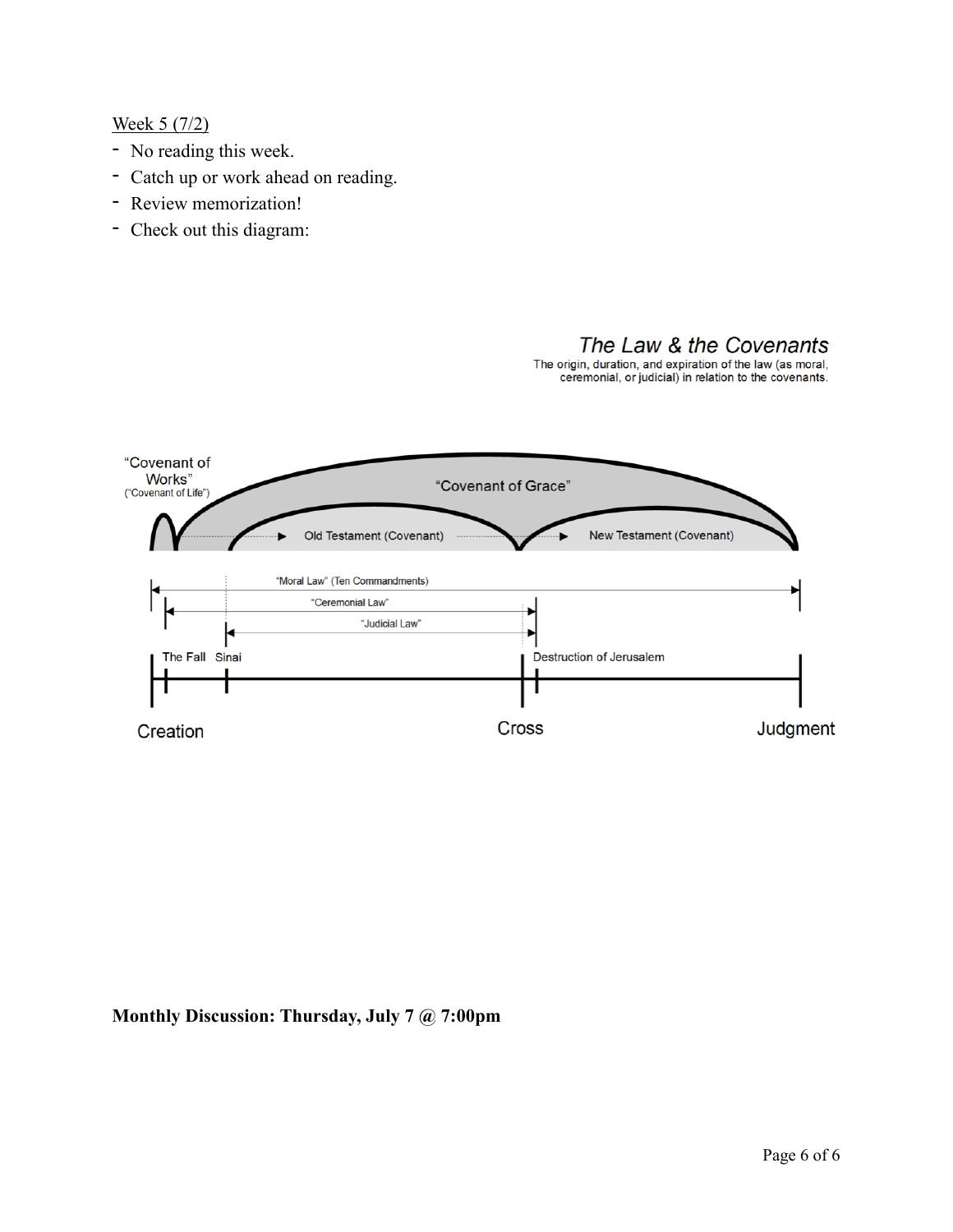Week 5 (7/2)

- No reading this week.
- Catch up or work ahead on reading.
- Review memorization!
- Check out this diagram:

*The Law & the Covenants*

The origin, duration, and expiration of the law (as moral, ceremonial, or judicial) in relation to the covenants.

"Covenant of Works"
("Covenant of Life")

"Covenant of Grace"

Old Testament (Covenant)

New Testament (Covenant)

"Moral Law" (Ten Commandments)

"Ceremonial Law"

"Judicial Law"

The Fall

Sinai

Destruction of Jerusalem

Creation

Cross

Judgment

**Monthly Discussion: Thursday, July 7 @ 7:00pm**